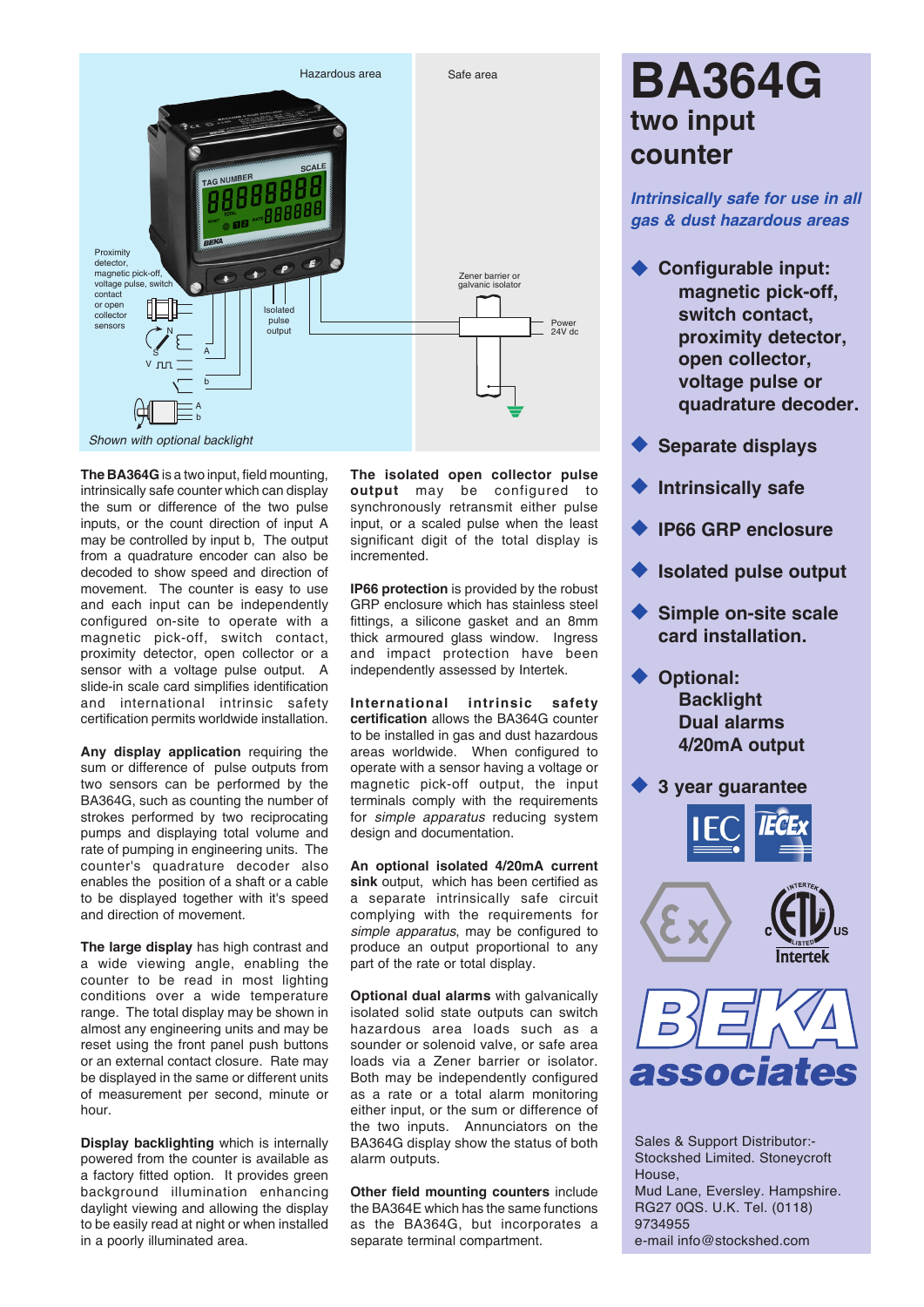# BA364G

## two input counter

*Intrinsically safe for use in all gas & dust hazardous areas*

- **Configurable input: magnetic pick-off, switch contact, proximity detector, open collector, voltage pulse or quadrature decoder.**
- **Separate displays**
- **Intrinsically safe**
- **IP66 GRP enclosure**
- **Isolated pulse output**
- **Simple on-site scale card installation.**
- **Optional: Backlight Dual alarms 4/20mA output**
- **3 year guarantee**

Hazardous area

Safe area

Proximity detector, magnetic pick-off, voltage pulse, switch contact or open collector sensors

Isolated pulse output

Zener barrier or galvanic isolator

Power 24V dc

*Shown with optional backlight*

**The BA364G** is a two input, field mounting, intrinsically safe counter which can display the sum or difference of the two pulse inputs, or the count direction of input A may be controlled by input b, The output from a quadrature encoder can also be decoded to show speed and direction of movement. The counter is easy to use and each input can be independently configured on-site to operate with a magnetic pick-off, switch contact, proximity detector, open collector or a sensor with a voltage pulse output. A slide-in scale card simplifies identification and international intrinsic safety certification permits worldwide installation.

**Any display application** requiring the sum or difference of pulse outputs from two sensors can be performed by the BA364G, such as counting the number of strokes performed by two reciprocating pumps and displaying total volume and rate of pumping in engineering units. The counter's quadrature decoder also enables the position of a shaft or a cable to be displayed together with it's speed and direction of movement.

**The large display** has high contrast and a wide viewing angle, enabling the counter to be read in most lighting conditions over a wide temperature range. The total display may be shown in almost any engineering units and may be reset using the front panel push buttons or an external contact closure. Rate may be displayed in the same or different units of measurement per second, minute or hour.

**Display backlighting** which is internally powered from the counter is available as a factory fitted option. It provides green background illumination enhancing daylight viewing and allowing the display to be easily read at night or when installed in a poorly illuminated area.

**The isolated open collector pulse output** may be configured to synchronously retransmit either pulse input, or a scaled pulse when the least significant digit of the total display is incremented.

**IP66 protection** is provided by the robust GRP enclosure which has stainless steel fittings, a silicone gasket and an 8mm thick armoured glass window. Ingress and impact protection have been independently assessed by Intertek.

**International intrinsic safety certification** allows the BA364G counter to be installed in gas and dust hazardous areas worldwide. When configured to operate with a sensor having a voltage or magnetic pick-off output, the input terminals comply with the requirements for *simple apparatus* reducing system design and documentation.

**An optional isolated 4/20mA current sink** output, which has been certified as a separate intrinsically safe circuit complying with the requirements for *simple apparatus*, may be configured to produce an output proportional to any part of the rate or total display.

**Optional dual alarms** with galvanically isolated solid state outputs can switch hazardous area loads such as a sounder or solenoid valve, or safe area loads via a Zener barrier or isolator. Both may be independently configured as a rate or a total alarm monitoring either input, or the sum or difference of the two inputs. Annunciators on the BA364G display show the status of both alarm outputs.

**Other field mounting counters** include the BA364E which has the same functions as the BA364G, but incorporates a separate terminal compartment.

BEKA associates

Sales & Support Distributor:-
Stockshed Limited. Stoneycroft House,
Mud Lane, Eversley. Hampshire.
RG27 0QS. U.K. Tel. (0118) 9734955
e-mail info@stockshed.com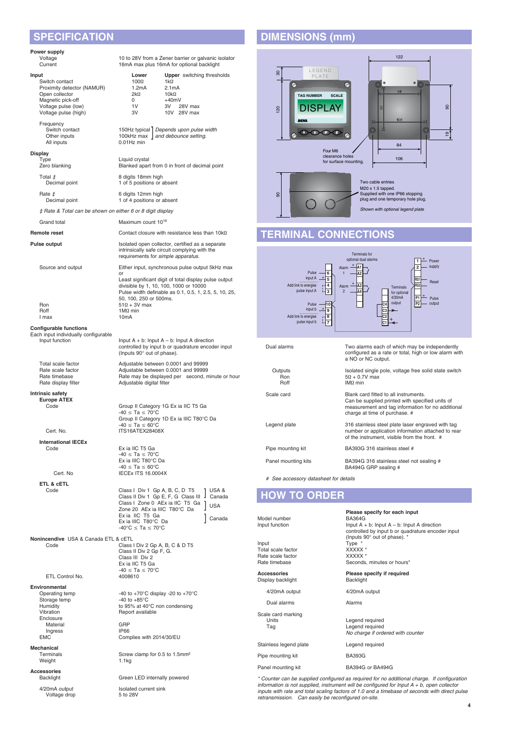## SPECIFICATION

**Power supply**

| | |
|---|---|
| Voltage | 10 to 28V from a Zener barrier or galvanic isolator |
| Current | 16mA max plus 16mA for optional backlight |

**Input**

| | Lower | Upper switching thresholds |
|---|---|---|
| Switch contact | 100Ω | 1kΩ |
| Proximity detector (NAMUR) | 1.2mA | 2.1mA |
| Open collector | 2kΩ | 10kΩ |
| Magnetic pick-off | 0 | +40mV |
| Voltage pulse (low) | 1V | 3V 28V max |
| Voltage pulse (high) | 3V | 10V 28V max |

Frequency

| | |
|---|---|
| Switch contact | 150Hz typical — *Depends upon pulse width and debounce setting.* |
| Other inputs | 100kHz max |
| All inputs | 0.01Hz min |

**Display**

| | |
|---|---|
| Type | Liquid crystal |
| Zero blanking | Blanked apart from 0 in front of decimal point |
| Total ‡ | 8 digits 18mm high |
| Decimal point | 1 of 5 positions or absent |
| Rate ‡ | 6 digits 12mm high |
| Decimal point | 1 of 4 positions or absent |

*‡ Rate & Total can be shown on either 6 or 8 digit display*

| | |
|---|---|
| Grand total | Maximum count $10^{16}$ |

**Remote reset** — Contact closure with resistance less than 10kΩ

**Pulse output** — Isolated open collector, certified as a separate intrinsically safe circuit complying with the requirements for *simple apparatus*.

| | |
|---|---|
| Source and output | Either input, synchronous pulse output 5kHz max or Least significant digit of total display pulse output divisible by 1, 10, 100, 1000 or 10000 Pulse width definable as 0.1, 0.5, 1, 2.5, 5, 10, 25, 50, 100, 250 or 500ms. |
| Ron | 51Ω + 3V max |
| Roff | 1MΩ min |
| I max | 10mA |

**Configurable functions**

Each input individually configurable

| | |
|---|---|
| Input function | Input A + b: Input A – b: Input A direction controlled by input b or quadrature encoder input (Inputs 90° out of phase). |
| Total scale factor | Adjustable between 0.0001 and 99999 |
| Rate scale factor | Adjustable between 0.0001 and 99999 |
| Rate timebase | Rate may be displayed per second, minute or hour |
| Rate display filter | Adjustable digital filter |

**Intrinsic safety**

**Europe ATEX**

| | |
|---|---|
| Code | Group II Category 1G Ex ia IIC T5 Ga<br>-40 ≤ Ta ≤ 70°C<br>Group II Category 1D Ex ia IIIC T80°C Da<br>-40 ≤ Ta ≤ 60°C |
| Cert. No. | ITS16ATEX28408X |

**International IECEx**

| | |
|---|---|
| Code | Ex ia IIC T5 Ga<br>-40 ≤ Ta ≤ 70°C<br>Ex ia IIIC T80°C Da<br>-40 ≤ Ta ≤ 60°C |
| Cert. No | IECEx ITS 16.0004X |

**ETL & cETL**

| | | |
|---|---|---|
| Code | Class I Div 1 Gp A, B, C, D T5<br>Class II Div 1 Gp E, F, G Class III | USA & Canada |
| | Class I Zone 0 AEx ia IIC T5 Ga<br>Zone 20 AEx ia IIIC T80°C Da | USA |
| | Ex ia IIC T5 Ga<br>Ex ia IIIC T80°C Da<br>-40°C ≤ Ta ≤ 70°C | Canada |

**Nonincendive** USA & Canada ETL & cETL

| | |
|---|---|
| Code | Class I Div 2 Gp A, B, C & D T5<br>Class II Div 2 Gp F, G.<br>Class III Div 2<br>Ex ia IIC T5 Ga<br>-40 ≤ Ta ≤ 70°C |
| ETL Control No. | 4008610 |

**Environmental**

| | |
|---|---|
| Operating temp | -40 to +70°C display -20 to +70°C |
| Storage temp | -40 to +85°C |
| Humidity | to 95% at 40°C non condensing |
| Vibration | Report available |
| Enclosure | |
| Material | GRP |
| Ingress | IP66 |
| EMC | Complies with 2014/30/EU |

**Mechanical**

| | |
|---|---|
| Terminals | Screw clamp for 0.5 to 1.5mm² |
| Weight | 1.1kg |

**Accessories**

| | |
|---|---|
| Backlight | Green LED internally powered |
| 4/20mA output | Isolated current sink |
| Voltage drop | 5 to 28V |

## DIMENSIONS (mm)

122
30
120
LEGEND PLATE
TAG NUMBER SCALE
DISPLAY
BEKA
84
90
108
19
84
106
Four M6 clearance holes for surface mounting.
90
Two cable entries M20 x 1.5 tapped. Supplied with one IP66 stopping plug and one temporary hole plug.
*Shown with optional legend plate*

## TERMINAL CONNECTIONS

Terminals for optional dual alarms
Pulse input A 6 5
Add link to energise pulse input A 4 3
Pulse input b 10 9
Add link to energise pulse input b 8 7
Alarm 1 A1 A2
Alarm 2 A3 A4
Terminals for optional 4/20mA output C4 C3 C2 C1
1 2 Power supply
RS1 RS2 Reset
P1 P2 Pulse output

| | |
|---|---|
| Dual alarms | Two alarms each of which may be independently configured as a rate or total, high or low alarm with a NO or NC output. |
| Outputs | Isolated single pole, voltage free solid state switch |
| Ron | 5Ω + 0.7V max |
| Roff | IMΩ min |
| Scale card | Blank card fitted to all instruments. Can be supplied printed with specified units of measurement and tag information for no additional charge at time of purchase. # |
| Legend plate | 316 stainless steel plate laser engraved with tag number or application information attached to rear of the instrument, visible from the front. # |
| Pipe mounting kit | BA393G 316 stainless steel # |
| Panel mounting kits | BA394G 316 stainless steel not sealing #<br>BA494G GRP sealing # |

*# See accessory datasheet for details*

## HOW TO ORDER

| | **Please specify for each input** |
|---|---|
| Model number | BA364G |
| Input function | Input A + b: Input A – b: Input A direction controlled by input b or quadrature encoder input (Inputs 90° out of phase). * |
| Input | Type * |
| Total scale factor | XXXXX * |
| Rate scale factor | XXXXX * |
| Rate timebase | Seconds, minutes or hours* |
| **Accessories** | **Please specify if required** |
| Display backlight | Backlight |
| 4/20mA output | 4/20mA output |
| Dual alarms | Alarms |
| Scale card marking | |
| Units | Legend required |
| Tag | Legend required<br>*No charge if ordered with counter* |
| Stainless legend plate | Legend required |
| Pipe mounting kit | BA393G |
| Panel mounting kit | BA394G or BA494G |

*\* Counter can be supplied configured as required for no additional charge. If configuration information is not supplied, instrument will be configured for Input A + b, open collector inputs with rate and total scaling factors of 1.0 and a timebase of seconds with direct pulse retransmission. Can easily be reconfigured on-site.*